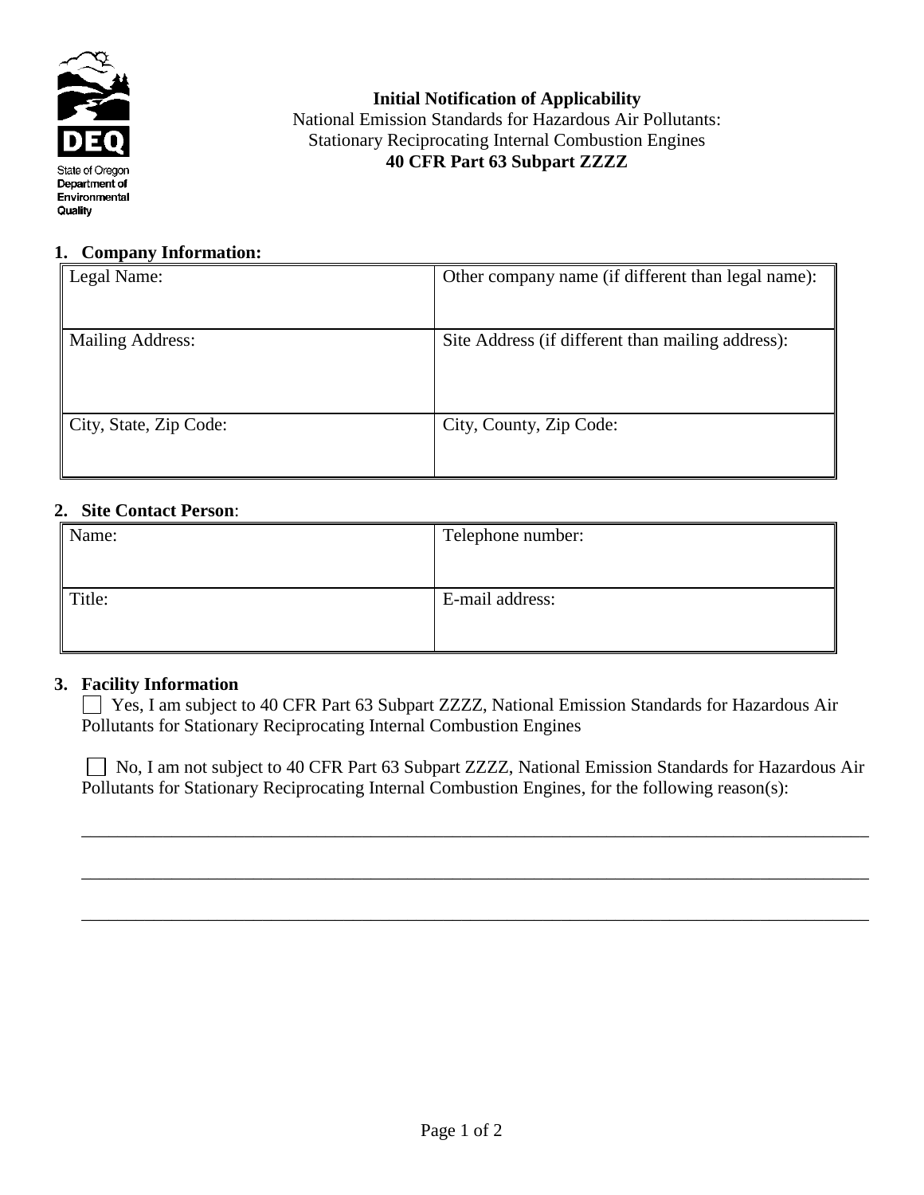State of Oregon
Department of
Environmental
Quality

**Initial Notification of Applicability**
National Emission Standards for Hazardous Air Pollutants:
Stationary Reciprocating Internal Combustion Engines
**40 CFR Part 63 Subpart ZZZZ**

**1. Company Information:**

| Legal Name: | Other company name (if different than legal name): |
|---|---|
| Mailing Address: | Site Address (if different than mailing address): |
| City, State, Zip Code: | City, County, Zip Code: |

**2. Site Contact Person**:

| Name: | Telephone number: |
|---|---|
| Title: | E-mail address: |

**3. Facility Information**

☐ Yes, I am subject to 40 CFR Part 63 Subpart ZZZZ, National Emission Standards for Hazardous Air Pollutants for Stationary Reciprocating Internal Combustion Engines

☐ No, I am not subject to 40 CFR Part 63 Subpart ZZZZ, National Emission Standards for Hazardous Air Pollutants for Stationary Reciprocating Internal Combustion Engines, for the following reason(s):

_______________________________________________________________________________

_______________________________________________________________________________

_______________________________________________________________________________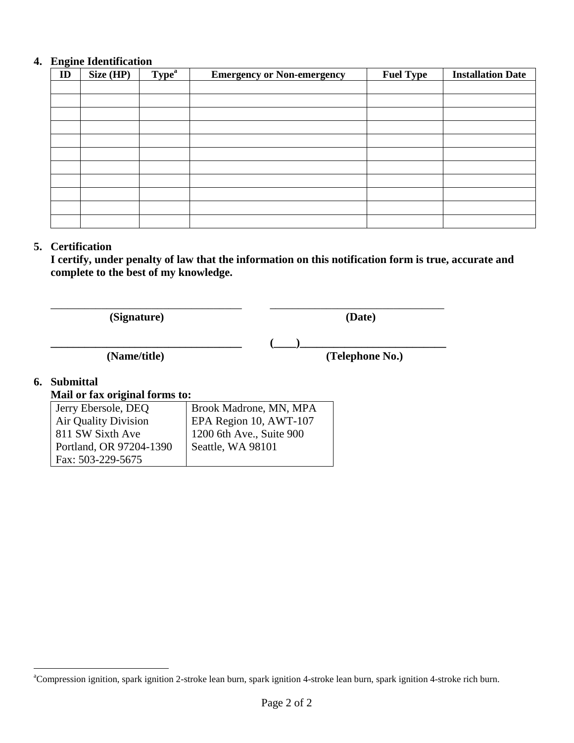**4. Engine Identification**

| ID | Size (HP) | Type[a] | Emergency or Non-emergency | Fuel Type | Installation Date |
|---|---|---|---|---|---|
| | | | | | |
| | | | | | |
| | | | | | |
| | | | | | |
| | | | | | |
| | | | | | |
| | | | | | |
| | | | | | |
| | | | | | |
| | | | | | |
| | | | | | |

**5. Certification**

**I certify, under penalty of law that the information on this notification form is true, accurate and complete to the best of my knowledge.**

\_\_\_\_\_\_\_\_\_\_\_\_\_\_\_\_\_\_\_\_\_\_\_\_\_\_\_\_\_\_\_\_\_\_\_ \_\_\_\_\_\_\_\_\_\_\_\_\_\_\_\_\_\_\_\_\_\_\_\_\_\_\_\_\_\_\_\_
**(Signature)** **(Date)**

\_\_\_\_\_\_\_\_\_\_\_\_\_\_\_\_\_\_\_\_\_\_\_\_\_\_\_\_\_\_\_\_\_\_\_ (\_\_\_\_)\_\_\_\_\_\_\_\_\_\_\_\_\_\_\_\_\_\_\_\_\_\_\_\_\_\_\_
**(Name/title)** **(Telephone No.)**

**6. Submittal**

**Mail or fax original forms to:**

| | |
|---|---|
| Jerry Ebersole, DEQ<br>Air Quality Division<br>811 SW Sixth Ave<br>Portland, OR 97204-1390<br>Fax: 503-229-5675 | Brook Madrone, MN, MPA<br>EPA Region 10, AWT-107<br>1200 6th Ave., Suite 900<br>Seattle, WA 98101 |

[a]Compression ignition, spark ignition 2-stroke lean burn, spark ignition 4-stroke lean burn, spark ignition 4-stroke rich burn.